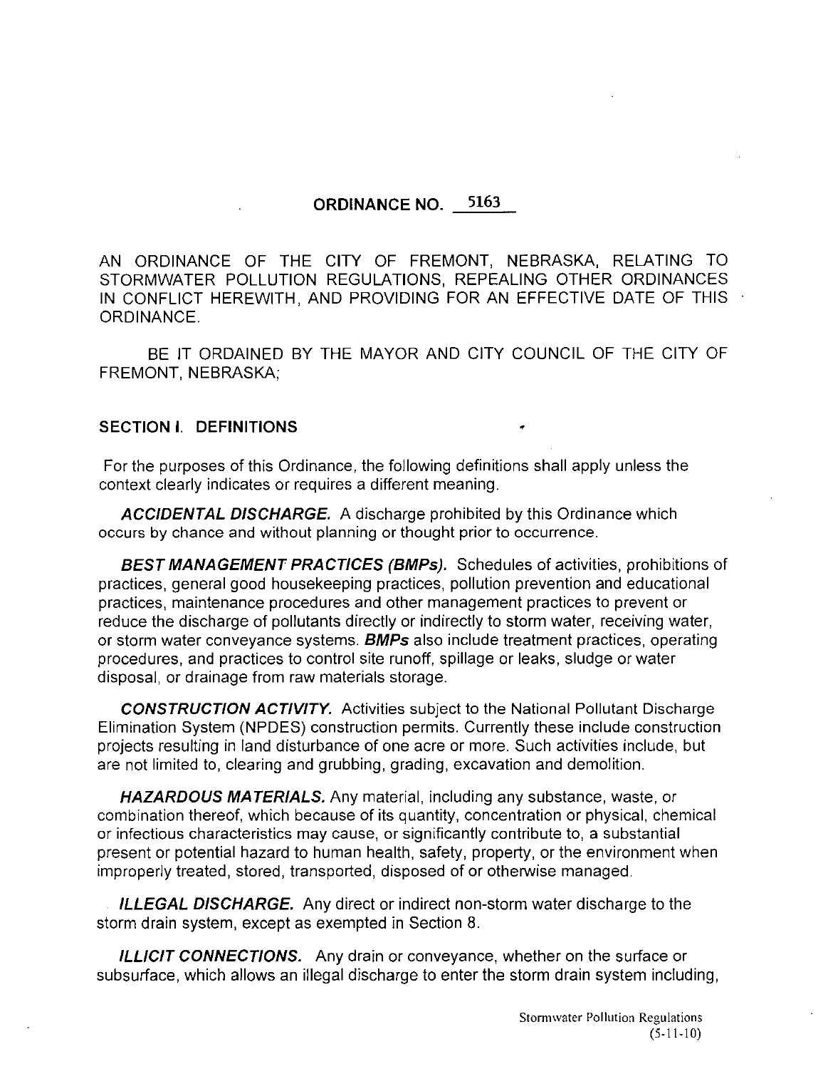# ORDINANCE NO. 5163

AN ORDINANCE OF THE CITY OF FREMONT, NEBRASKA, RELATING TO STORMWATER POLLUTION REGULATIONS, REPEALING OTHER ORDINANCES IN CONFLICT HEREWITH, AND PROVIDING FOR AN EFFECTIVE DATE OF THIS ORDINANCE.

BE IT ORDAINED BY THE MAYOR AND CITY COUNCIL OF THE CITY OF FREMONT, NEBRASKA;

## SECTION I. DEFINITIONS

For the purposes of this Ordinance, the following definitions shall apply unless the context clearly indicates or requires a different meaning.

***ACCIDENTAL DISCHARGE.*** A discharge prohibited by this Ordinance which occurs by chance and without planning or thought prior to occurrence.

***BEST MANAGEMENT PRACTICES (BMPs).*** Schedules of activities, prohibitions of practices, general good housekeeping practices, pollution prevention and educational practices, maintenance procedures and other management practices to prevent or reduce the discharge of pollutants directly or indirectly to storm water, receiving water, or storm water conveyance systems. ***BMPs*** also include treatment practices, operating procedures, and practices to control site runoff, spillage or leaks, sludge or water disposal, or drainage from raw materials storage.

***CONSTRUCTION ACTIVITY.*** Activities subject to the National Pollutant Discharge Elimination System (NPDES) construction permits. Currently these include construction projects resulting in land disturbance of one acre or more. Such activities include, but are not limited to, clearing and grubbing, grading, excavation and demolition.

***HAZARDOUS MATERIALS.*** Any material, including any substance, waste, or combination thereof, which because of its quantity, concentration or physical, chemical or infectious characteristics may cause, or significantly contribute to, a substantial present or potential hazard to human health, safety, property, or the environment when improperly treated, stored, transported, disposed of or otherwise managed.

***ILLEGAL DISCHARGE.*** Any direct or indirect non-storm water discharge to the storm drain system, except as exempted in Section 8.

***ILLICIT CONNECTIONS.*** Any drain or conveyance, whether on the surface or subsurface, which allows an illegal discharge to enter the storm drain system including,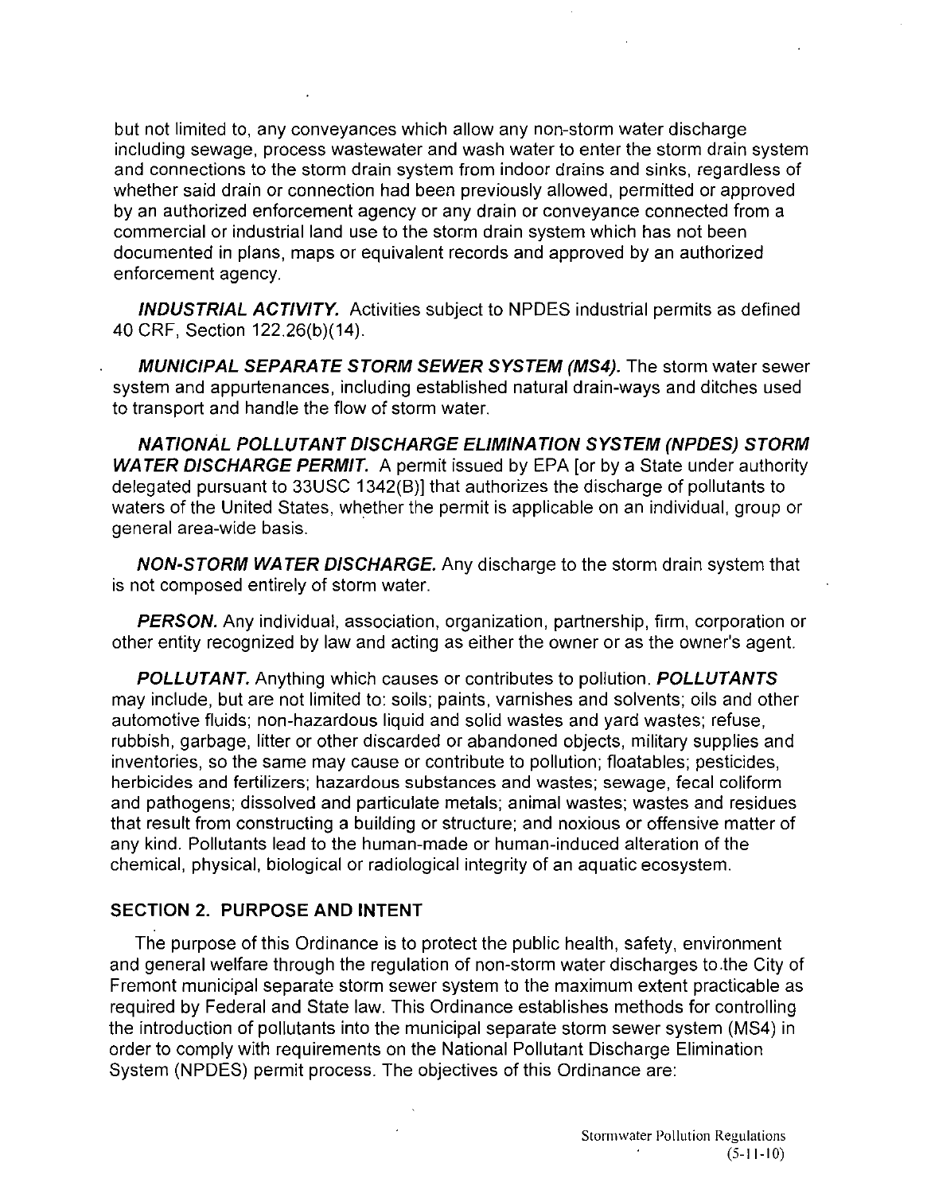but not limited to, any conveyances which allow any non-storm water discharge including sewage, process wastewater and wash water to enter the storm drain system and connections to the storm drain system from indoor drains and sinks, regardless of whether said drain or connection had been previously allowed, permitted or approved by an authorized enforcement agency or any drain or conveyance connected from a commercial or industrial land use to the storm drain system which has not been documented in plans, maps or equivalent records and approved by an authorized enforcement agency.

***INDUSTRIAL ACTIVITY.*** Activities subject to NPDES industrial permits as defined 40 CRF, Section 122.26(b)(14).

***MUNICIPAL SEPARATE STORM SEWER SYSTEM (MS4).*** The storm water sewer system and appurtenances, including established natural drain-ways and ditches used to transport and handle the flow of storm water.

***NATIONAL POLLUTANT DISCHARGE ELIMINATION SYSTEM (NPDES) STORM WATER DISCHARGE PERMIT.*** A permit issued by EPA [or by a State under authority delegated pursuant to 33USC 1342(B)] that authorizes the discharge of pollutants to waters of the United States, whether the permit is applicable on an individual, group or general area-wide basis.

***NON-STORM WATER DISCHARGE.*** Any discharge to the storm drain system that is not composed entirely of storm water.

***PERSON.*** Any individual, association, organization, partnership, firm, corporation or other entity recognized by law and acting as either the owner or as the owner's agent.

***POLLUTANT.*** Anything which causes or contributes to pollution. ***POLLUTANTS*** may include, but are not limited to: soils; paints, varnishes and solvents; oils and other automotive fluids; non-hazardous liquid and solid wastes and yard wastes; refuse, rubbish, garbage, litter or other discarded or abandoned objects, military supplies and inventories, so the same may cause or contribute to pollution; floatables; pesticides, herbicides and fertilizers; hazardous substances and wastes; sewage, fecal coliform and pathogens; dissolved and particulate metals; animal wastes; wastes and residues that result from constructing a building or structure; and noxious or offensive matter of any kind. Pollutants lead to the human-made or human-induced alteration of the chemical, physical, biological or radiological integrity of an aquatic ecosystem.

## SECTION 2. PURPOSE AND INTENT

The purpose of this Ordinance is to protect the public health, safety, environment and general welfare through the regulation of non-storm water discharges to the City of Fremont municipal separate storm sewer system to the maximum extent practicable as required by Federal and State law. This Ordinance establishes methods for controlling the introduction of pollutants into the municipal separate storm sewer system (MS4) in order to comply with requirements on the National Pollutant Discharge Elimination System (NPDES) permit process. The objectives of this Ordinance are: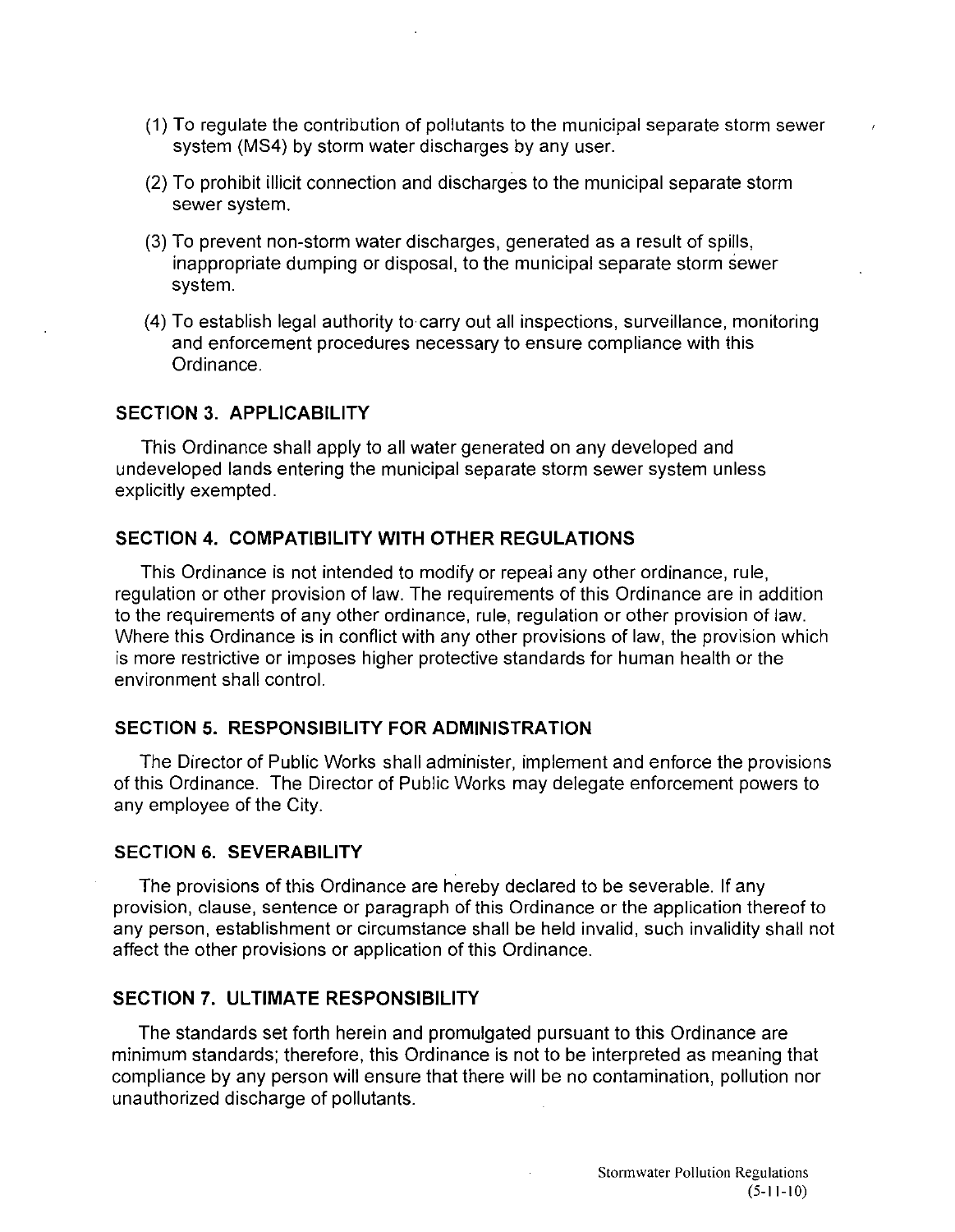(1) To regulate the contribution of pollutants to the municipal separate storm sewer system (MS4) by storm water discharges by any user.

(2) To prohibit illicit connection and discharges to the municipal separate storm sewer system.

(3) To prevent non-storm water discharges, generated as a result of spills, inappropriate dumping or disposal, to the municipal separate storm sewer system.

(4) To establish legal authority to carry out all inspections, surveillance, monitoring and enforcement procedures necessary to ensure compliance with this Ordinance.

### SECTION 3. APPLICABILITY

This Ordinance shall apply to all water generated on any developed and undeveloped lands entering the municipal separate storm sewer system unless explicitly exempted.

### SECTION 4. COMPATIBILITY WITH OTHER REGULATIONS

This Ordinance is not intended to modify or repeal any other ordinance, rule, regulation or other provision of law. The requirements of this Ordinance are in addition to the requirements of any other ordinance, rule, regulation or other provision of law. Where this Ordinance is in conflict with any other provisions of law, the provision which is more restrictive or imposes higher protective standards for human health or the environment shall control.

### SECTION 5. RESPONSIBILITY FOR ADMINISTRATION

The Director of Public Works shall administer, implement and enforce the provisions of this Ordinance. The Director of Public Works may delegate enforcement powers to any employee of the City.

### SECTION 6. SEVERABILITY

The provisions of this Ordinance are hereby declared to be severable. If any provision, clause, sentence or paragraph of this Ordinance or the application thereof to any person, establishment or circumstance shall be held invalid, such invalidity shall not affect the other provisions or application of this Ordinance.

### SECTION 7. ULTIMATE RESPONSIBILITY

The standards set forth herein and promulgated pursuant to this Ordinance are minimum standards; therefore, this Ordinance is not to be interpreted as meaning that compliance by any person will ensure that there will be no contamination, pollution nor unauthorized discharge of pollutants.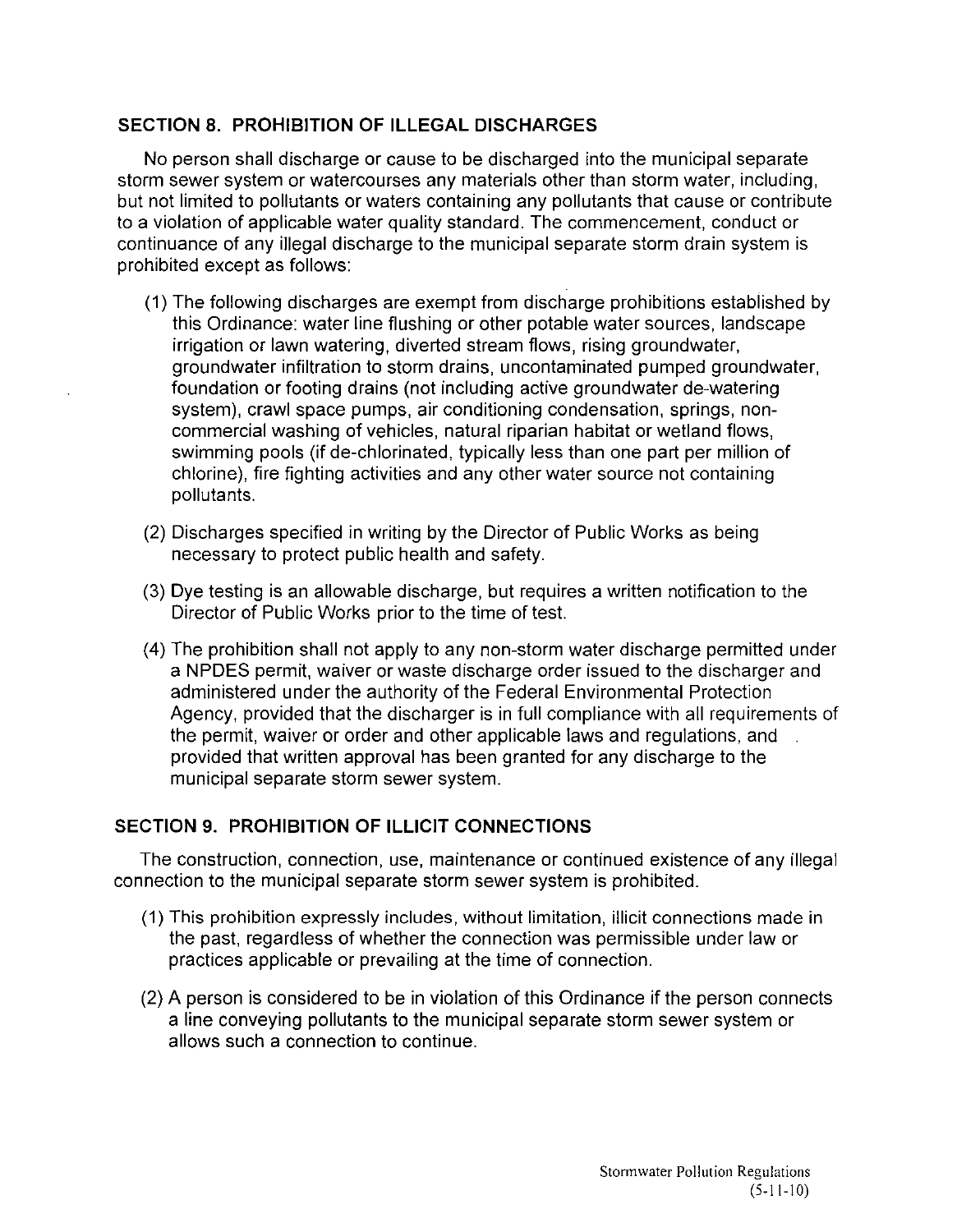## SECTION 8. PROHIBITION OF ILLEGAL DISCHARGES

No person shall discharge or cause to be discharged into the municipal separate storm sewer system or watercourses any materials other than storm water, including, but not limited to pollutants or waters containing any pollutants that cause or contribute to a violation of applicable water quality standard. The commencement, conduct or continuance of any illegal discharge to the municipal separate storm drain system is prohibited except as follows:

(1) The following discharges are exempt from discharge prohibitions established by this Ordinance: water line flushing or other potable water sources, landscape irrigation or lawn watering, diverted stream flows, rising groundwater, groundwater infiltration to storm drains, uncontaminated pumped groundwater, foundation or footing drains (not including active groundwater de-watering system), crawl space pumps, air conditioning condensation, springs, non-commercial washing of vehicles, natural riparian habitat or wetland flows, swimming pools (if de-chlorinated, typically less than one part per million of chlorine), fire fighting activities and any other water source not containing pollutants.

(2) Discharges specified in writing by the Director of Public Works as being necessary to protect public health and safety.

(3) Dye testing is an allowable discharge, but requires a written notification to the Director of Public Works prior to the time of test.

(4) The prohibition shall not apply to any non-storm water discharge permitted under a NPDES permit, waiver or waste discharge order issued to the discharger and administered under the authority of the Federal Environmental Protection Agency, provided that the discharger is in full compliance with all requirements of the permit, waiver or order and other applicable laws and regulations, and provided that written approval has been granted for any discharge to the municipal separate storm sewer system.

## SECTION 9. PROHIBITION OF ILLICIT CONNECTIONS

The construction, connection, use, maintenance or continued existence of any illegal connection to the municipal separate storm sewer system is prohibited.

(1) This prohibition expressly includes, without limitation, illicit connections made in the past, regardless of whether the connection was permissible under law or practices applicable or prevailing at the time of connection.

(2) A person is considered to be in violation of this Ordinance if the person connects a line conveying pollutants to the municipal separate storm sewer system or allows such a connection to continue.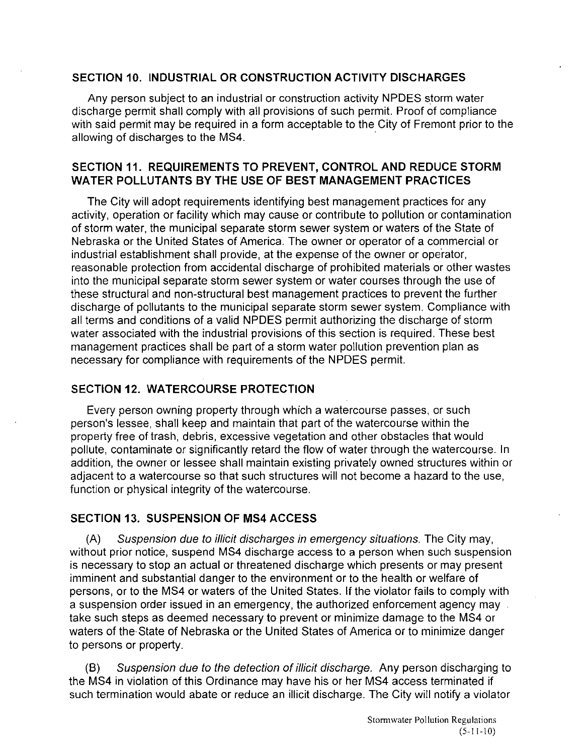## SECTION 10. INDUSTRIAL OR CONSTRUCTION ACTIVITY DISCHARGES

Any person subject to an industrial or construction activity NPDES storm water discharge permit shall comply with all provisions of such permit. Proof of compliance with said permit may be required in a form acceptable to the City of Fremont prior to the allowing of discharges to the MS4.

## SECTION 11. REQUIREMENTS TO PREVENT, CONTROL AND REDUCE STORM WATER POLLUTANTS BY THE USE OF BEST MANAGEMENT PRACTICES

The City will adopt requirements identifying best management practices for any activity, operation or facility which may cause or contribute to pollution or contamination of storm water, the municipal separate storm sewer system or waters of the State of Nebraska or the United States of America. The owner or operator of a commercial or industrial establishment shall provide, at the expense of the owner or operator, reasonable protection from accidental discharge of prohibited materials or other wastes into the municipal separate storm sewer system or water courses through the use of these structural and non-structural best management practices to prevent the further discharge of pollutants to the municipal separate storm sewer system. Compliance with all terms and conditions of a valid NPDES permit authorizing the discharge of storm water associated with the industrial provisions of this section is required. These best management practices shall be part of a storm water pollution prevention plan as necessary for compliance with requirements of the NPDES permit.

## SECTION 12. WATERCOURSE PROTECTION

Every person owning property through which a watercourse passes, or such person's lessee, shall keep and maintain that part of the watercourse within the property free of trash, debris, excessive vegetation and other obstacles that would pollute, contaminate or significantly retard the flow of water through the watercourse. In addition, the owner or lessee shall maintain existing privately owned structures within or adjacent to a watercourse so that such structures will not become a hazard to the use, function or physical integrity of the watercourse.

## SECTION 13. SUSPENSION OF MS4 ACCESS

(A) *Suspension due to illicit discharges in emergency situations.* The City may, without prior notice, suspend MS4 discharge access to a person when such suspension is necessary to stop an actual or threatened discharge which presents or may present imminent and substantial danger to the environment or to the health or welfare of persons, or to the MS4 or waters of the United States. If the violator fails to comply with a suspension order issued in an emergency, the authorized enforcement agency may take such steps as deemed necessary to prevent or minimize damage to the MS4 or waters of the State of Nebraska or the United States of America or to minimize danger to persons or property.

(B) *Suspension due to the detection of illicit discharge.* Any person discharging to the MS4 in violation of this Ordinance may have his or her MS4 access terminated if such termination would abate or reduce an illicit discharge. The City will notify a violator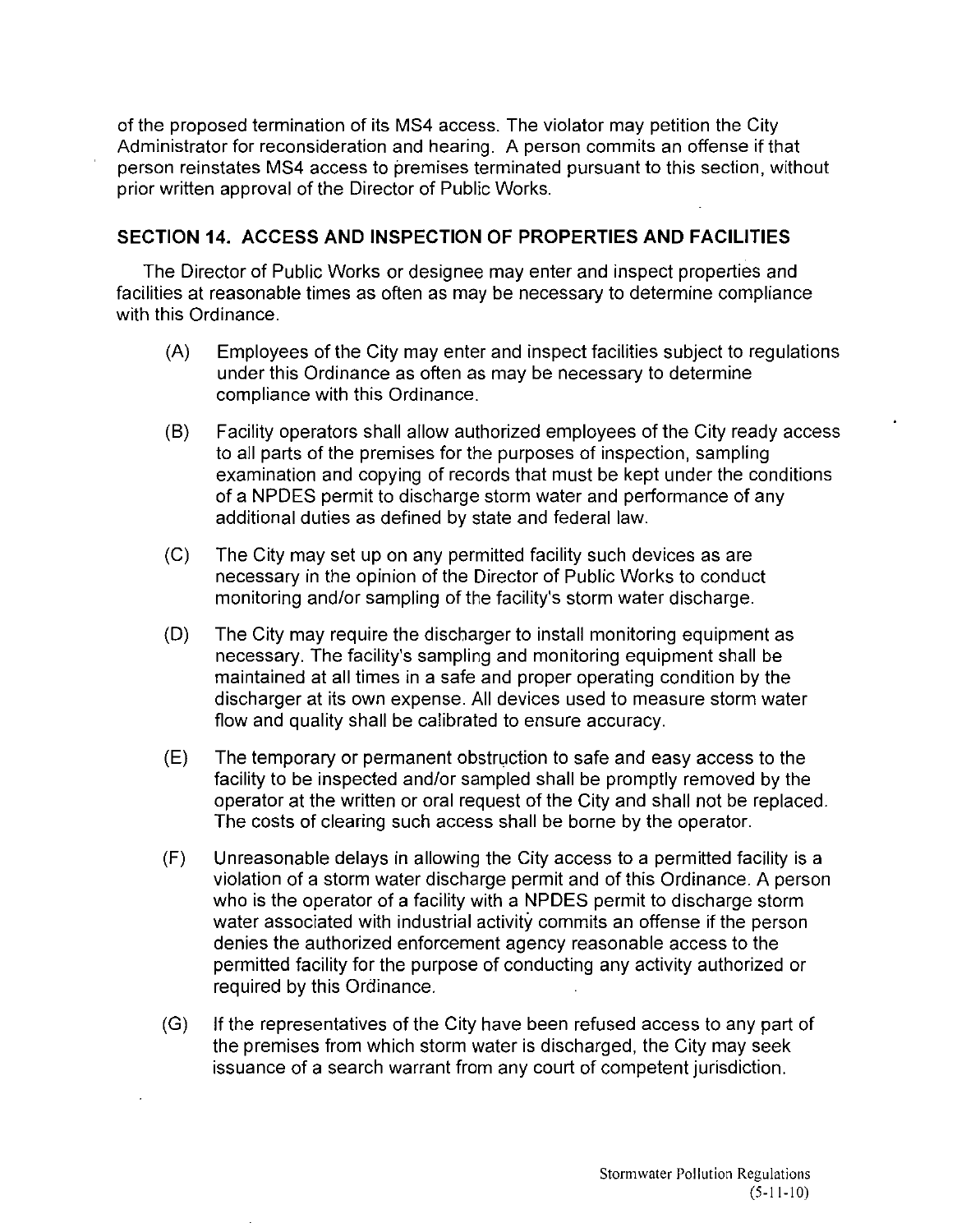of the proposed termination of its MS4 access. The violator may petition the City Administrator for reconsideration and hearing. A person commits an offense if that person reinstates MS4 access to premises terminated pursuant to this section, without prior written approval of the Director of Public Works.

## SECTION 14. ACCESS AND INSPECTION OF PROPERTIES AND FACILITIES

The Director of Public Works or designee may enter and inspect properties and facilities at reasonable times as often as may be necessary to determine compliance with this Ordinance.

(A) Employees of the City may enter and inspect facilities subject to regulations under this Ordinance as often as may be necessary to determine compliance with this Ordinance.

(B) Facility operators shall allow authorized employees of the City ready access to all parts of the premises for the purposes of inspection, sampling examination and copying of records that must be kept under the conditions of a NPDES permit to discharge storm water and performance of any additional duties as defined by state and federal law.

(C) The City may set up on any permitted facility such devices as are necessary in the opinion of the Director of Public Works to conduct monitoring and/or sampling of the facility's storm water discharge.

(D) The City may require the discharger to install monitoring equipment as necessary. The facility's sampling and monitoring equipment shall be maintained at all times in a safe and proper operating condition by the discharger at its own expense. All devices used to measure storm water flow and quality shall be calibrated to ensure accuracy.

(E) The temporary or permanent obstruction to safe and easy access to the facility to be inspected and/or sampled shall be promptly removed by the operator at the written or oral request of the City and shall not be replaced. The costs of clearing such access shall be borne by the operator.

(F) Unreasonable delays in allowing the City access to a permitted facility is a violation of a storm water discharge permit and of this Ordinance. A person who is the operator of a facility with a NPDES permit to discharge storm water associated with industrial activity commits an offense if the person denies the authorized enforcement agency reasonable access to the permitted facility for the purpose of conducting any activity authorized or required by this Ordinance.

(G) If the representatives of the City have been refused access to any part of the premises from which storm water is discharged, the City may seek issuance of a search warrant from any court of competent jurisdiction.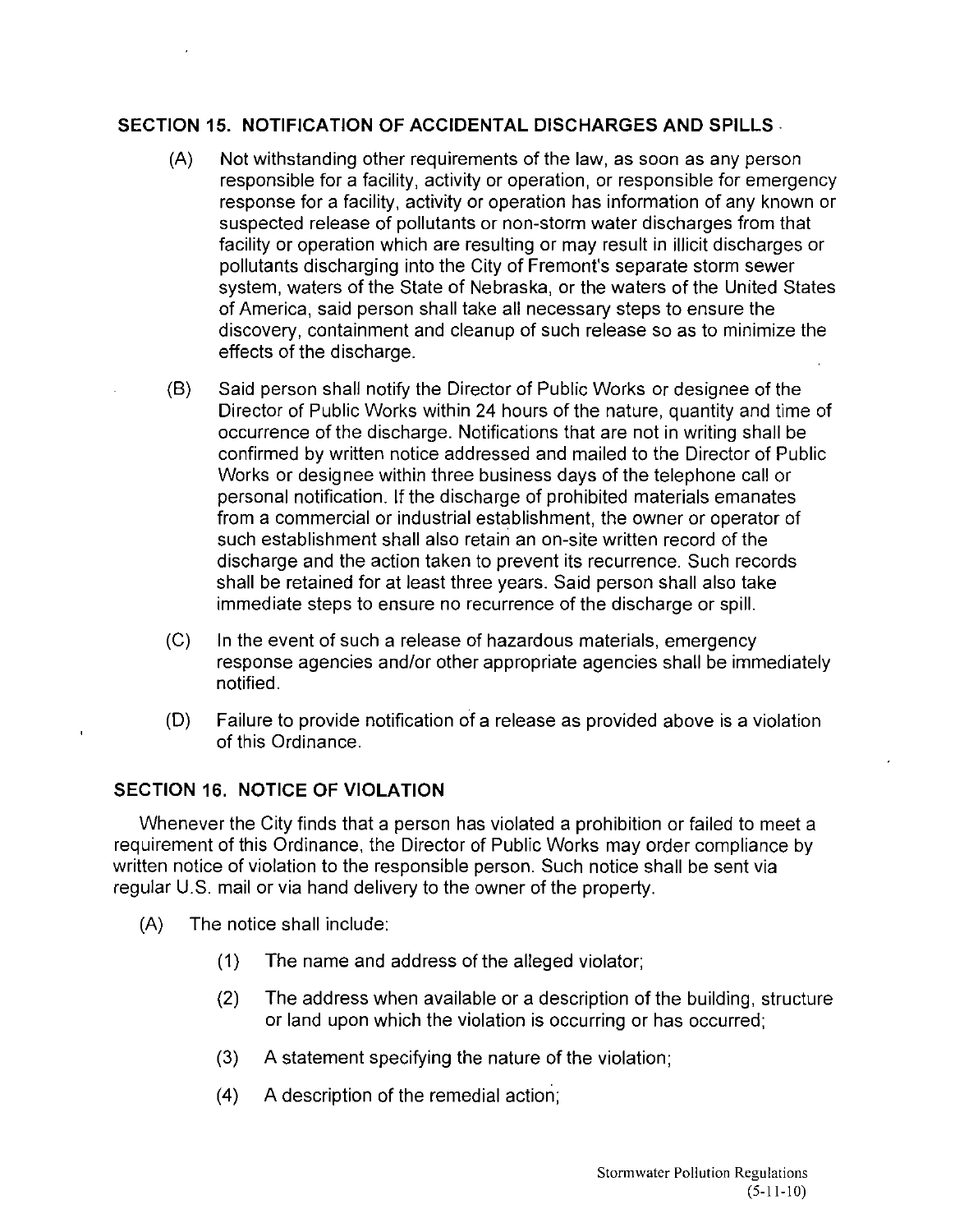## SECTION 15. NOTIFICATION OF ACCIDENTAL DISCHARGES AND SPILLS

(A) Not withstanding other requirements of the law, as soon as any person responsible for a facility, activity or operation, or responsible for emergency response for a facility, activity or operation has information of any known or suspected release of pollutants or non-storm water discharges from that facility or operation which are resulting or may result in illicit discharges or pollutants discharging into the City of Fremont's separate storm sewer system, waters of the State of Nebraska, or the waters of the United States of America, said person shall take all necessary steps to ensure the discovery, containment and cleanup of such release so as to minimize the effects of the discharge.

(B) Said person shall notify the Director of Public Works or designee of the Director of Public Works within 24 hours of the nature, quantity and time of occurrence of the discharge. Notifications that are not in writing shall be confirmed by written notice addressed and mailed to the Director of Public Works or designee within three business days of the telephone call or personal notification. If the discharge of prohibited materials emanates from a commercial or industrial establishment, the owner or operator of such establishment shall also retain an on-site written record of the discharge and the action taken to prevent its recurrence. Such records shall be retained for at least three years. Said person shall also take immediate steps to ensure no recurrence of the discharge or spill.

(C) In the event of such a release of hazardous materials, emergency response agencies and/or other appropriate agencies shall be immediately notified.

(D) Failure to provide notification of a release as provided above is a violation of this Ordinance.

## SECTION 16. NOTICE OF VIOLATION

Whenever the City finds that a person has violated a prohibition or failed to meet a requirement of this Ordinance, the Director of Public Works may order compliance by written notice of violation to the responsible person. Such notice shall be sent via regular U.S. mail or via hand delivery to the owner of the property.

(A) The notice shall include:

(1) The name and address of the alleged violator;

(2) The address when available or a description of the building, structure or land upon which the violation is occurring or has occurred;

(3) A statement specifying the nature of the violation;

(4) A description of the remedial action;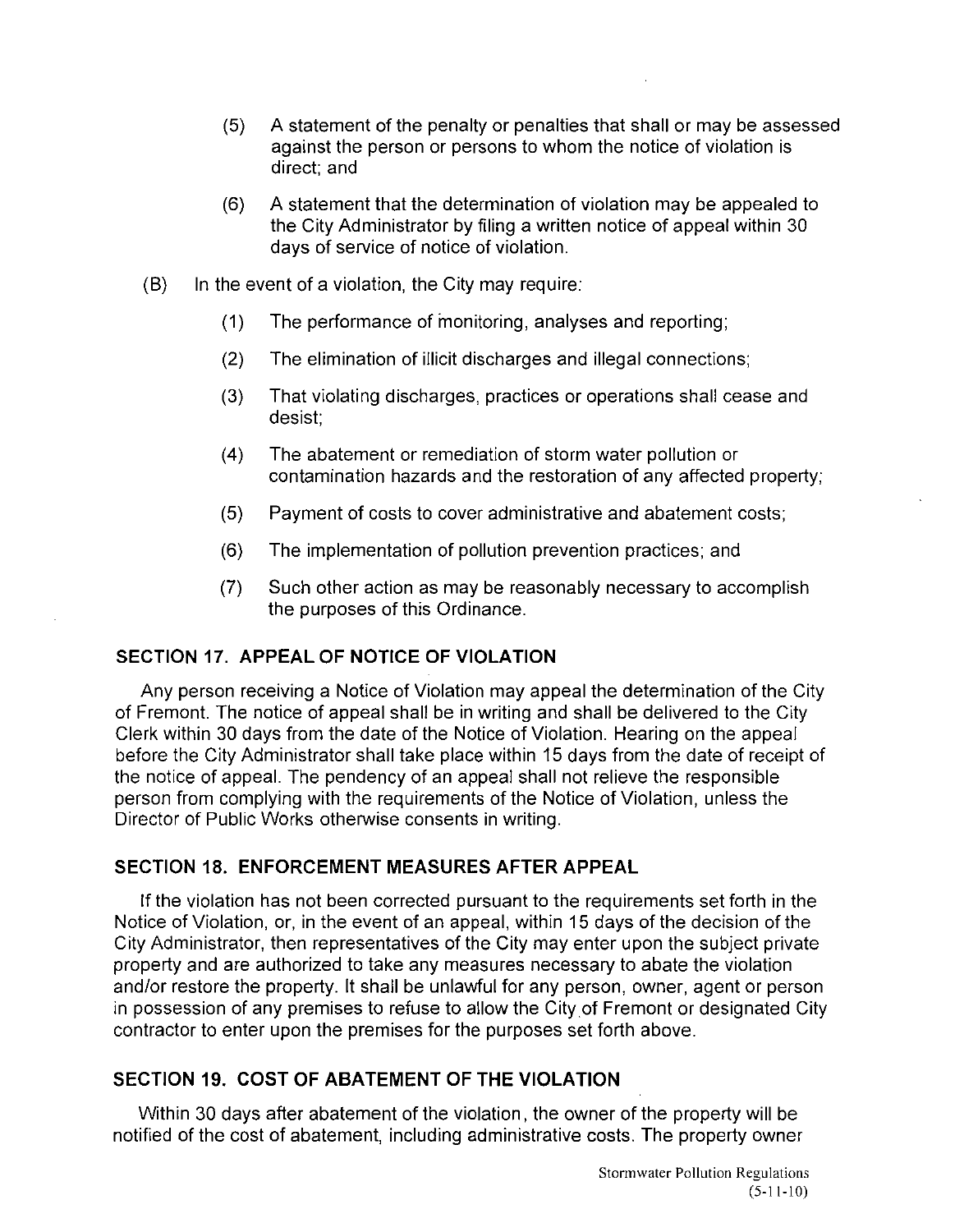(5) A statement of the penalty or penalties that shall or may be assessed against the person or persons to whom the notice of violation is direct; and

(6) A statement that the determination of violation may be appealed to the City Administrator by filing a written notice of appeal within 30 days of service of notice of violation.

(B) In the event of a violation, the City may require:

(1) The performance of monitoring, analyses and reporting;

(2) The elimination of illicit discharges and illegal connections;

(3) That violating discharges, practices or operations shall cease and desist;

(4) The abatement or remediation of storm water pollution or contamination hazards and the restoration of any affected property;

(5) Payment of costs to cover administrative and abatement costs;

(6) The implementation of pollution prevention practices; and

(7) Such other action as may be reasonably necessary to accomplish the purposes of this Ordinance.

## SECTION 17. APPEAL OF NOTICE OF VIOLATION

Any person receiving a Notice of Violation may appeal the determination of the City of Fremont. The notice of appeal shall be in writing and shall be delivered to the City Clerk within 30 days from the date of the Notice of Violation. Hearing on the appeal before the City Administrator shall take place within 15 days from the date of receipt of the notice of appeal. The pendency of an appeal shall not relieve the responsible person from complying with the requirements of the Notice of Violation, unless the Director of Public Works otherwise consents in writing.

## SECTION 18. ENFORCEMENT MEASURES AFTER APPEAL

If the violation has not been corrected pursuant to the requirements set forth in the Notice of Violation, or, in the event of an appeal, within 15 days of the decision of the City Administrator, then representatives of the City may enter upon the subject private property and are authorized to take any measures necessary to abate the violation and/or restore the property. It shall be unlawful for any person, owner, agent or person in possession of any premises to refuse to allow the City of Fremont or designated City contractor to enter upon the premises for the purposes set forth above.

## SECTION 19. COST OF ABATEMENT OF THE VIOLATION

Within 30 days after abatement of the violation, the owner of the property will be notified of the cost of abatement, including administrative costs. The property owner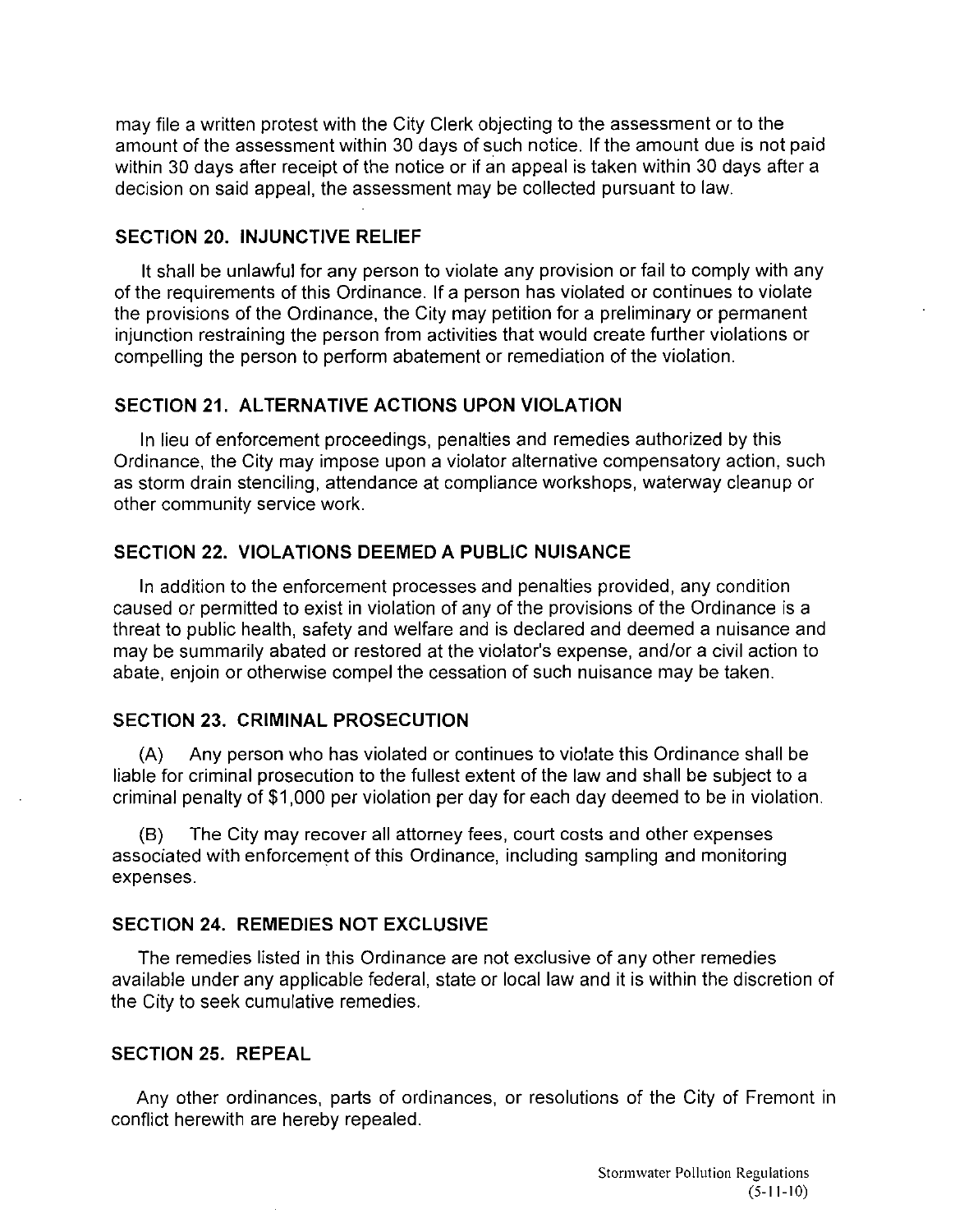may file a written protest with the City Clerk objecting to the assessment or to the amount of the assessment within 30 days of such notice. If the amount due is not paid within 30 days after receipt of the notice or if an appeal is taken within 30 days after a decision on said appeal, the assessment may be collected pursuant to law.

## SECTION 20. INJUNCTIVE RELIEF

It shall be unlawful for any person to violate any provision or fail to comply with any of the requirements of this Ordinance. If a person has violated or continues to violate the provisions of the Ordinance, the City may petition for a preliminary or permanent injunction restraining the person from activities that would create further violations or compelling the person to perform abatement or remediation of the violation.

## SECTION 21. ALTERNATIVE ACTIONS UPON VIOLATION

In lieu of enforcement proceedings, penalties and remedies authorized by this Ordinance, the City may impose upon a violator alternative compensatory action, such as storm drain stenciling, attendance at compliance workshops, waterway cleanup or other community service work.

## SECTION 22. VIOLATIONS DEEMED A PUBLIC NUISANCE

In addition to the enforcement processes and penalties provided, any condition caused or permitted to exist in violation of any of the provisions of the Ordinance is a threat to public health, safety and welfare and is declared and deemed a nuisance and may be summarily abated or restored at the violator's expense, and/or a civil action to abate, enjoin or otherwise compel the cessation of such nuisance may be taken.

## SECTION 23. CRIMINAL PROSECUTION

(A) Any person who has violated or continues to violate this Ordinance shall be liable for criminal prosecution to the fullest extent of the law and shall be subject to a criminal penalty of $1,000 per violation per day for each day deemed to be in violation.

(B) The City may recover all attorney fees, court costs and other expenses associated with enforcement of this Ordinance, including sampling and monitoring expenses.

## SECTION 24. REMEDIES NOT EXCLUSIVE

The remedies listed in this Ordinance are not exclusive of any other remedies available under any applicable federal, state or local law and it is within the discretion of the City to seek cumulative remedies.

## SECTION 25. REPEAL

Any other ordinances, parts of ordinances, or resolutions of the City of Fremont in conflict herewith are hereby repealed.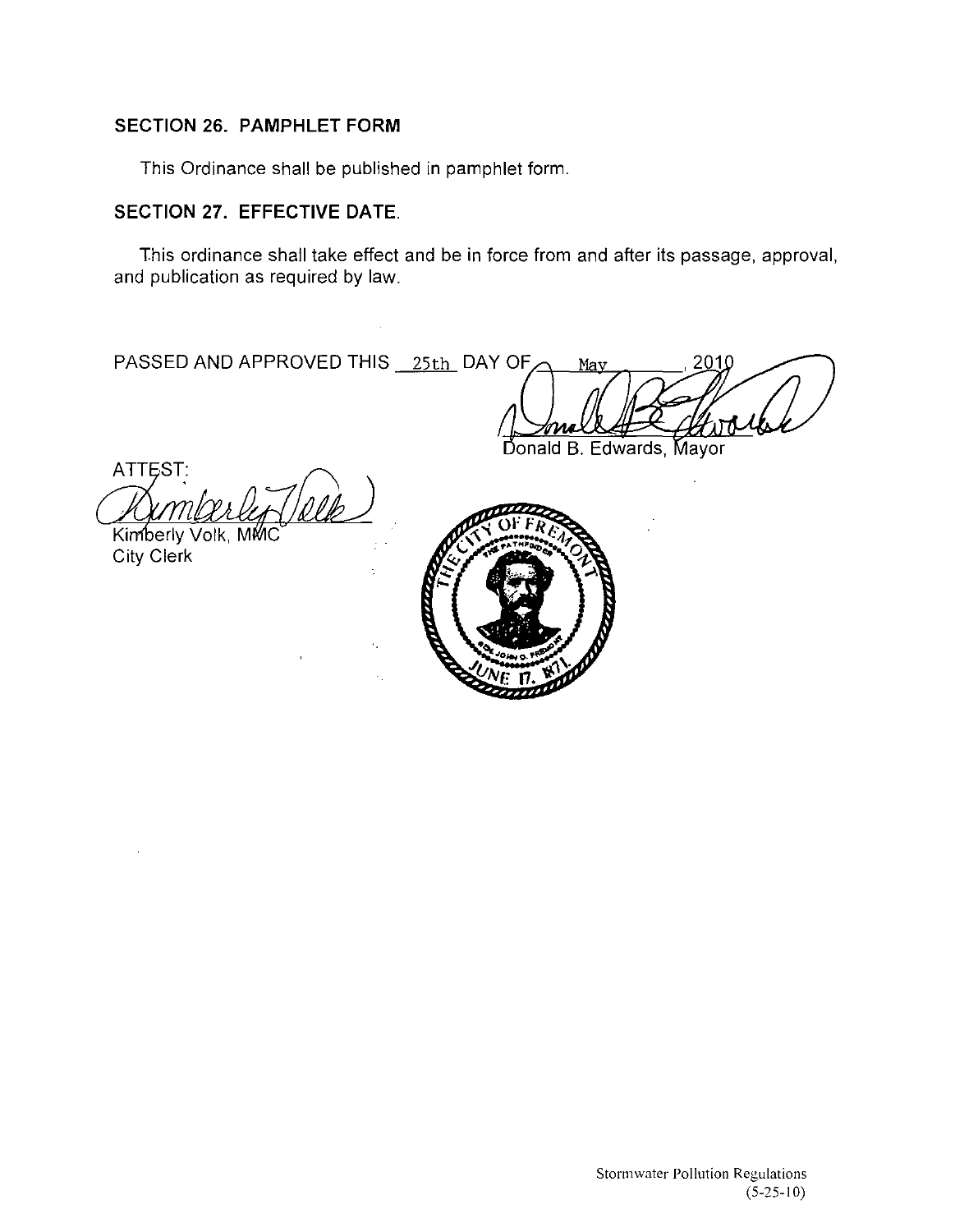### SECTION 26. PAMPHLET FORM

This Ordinance shall be published in pamphlet form.

### SECTION 27. EFFECTIVE DATE.

This ordinance shall take effect and be in force from and after its passage, approval, and publication as required by law.

PASSED AND APPROVED THIS 25th DAY OF May, 2010

Donald B. Edwards, Mayor

ATTEST:

Kimberly Volk, MMC
City Clerk

Stormwater Pollution Regulations
(5-25-10)